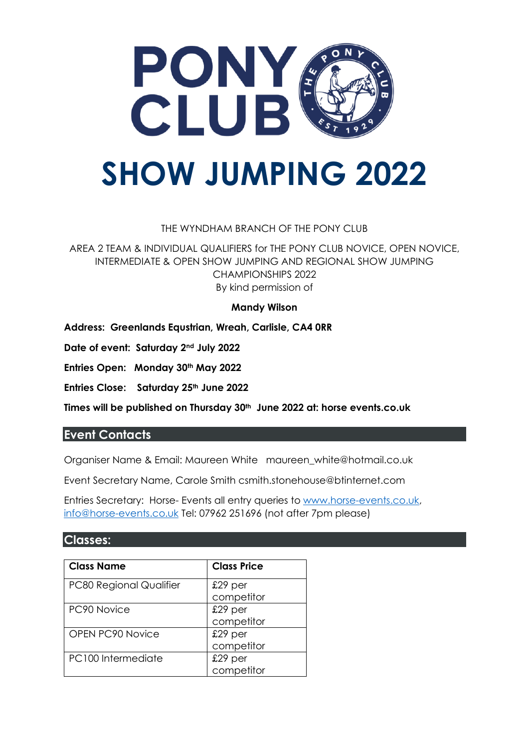# PONY CLUB

# SHOW JUMPING 2022

THE WYNDHAM BRANCH OF THE PONY CLUB

AREA 2 TEAM & INDIVIDUAL QUALIFIERS for THE PONY CLUB NOVICE, OPEN NOVICE, INTERMEDIATE & OPEN SHOW JUMPING AND REGIONAL SHOW JUMPING CHAMPIONSHIPS 2022
By kind permission of

**Mandy Wilson**

**Address: Greenlands Equstrian, Wreah, Carlisle, CA4 0RR**

**Date of event: Saturday 2nd July 2022**

**Entries Open: Monday 30th May 2022**

**Entries Close: Saturday 25th June 2022**

**Times will be published on Thursday 30th June 2022 at: horse events.co.uk**

## Event Contacts

Organiser Name & Email: Maureen White maureen_white@hotmail.co.uk

Event Secretary Name, Carole Smith csmith.stonehouse@btinternet.com

Entries Secretary: Horse- Events all entry queries to www.horse-events.co.uk, info@horse-events.co.uk Tel: 07962 251696 (not after 7pm please)

## Classes:

| Class Name | Class Price |
|---|---|
| PC80 Regional Qualifier | £29 per competitor |
| PC90 Novice | £29 per competitor |
| OPEN PC90 Novice | £29 per competitor |
| PC100 Intermediate | £29 per competitor |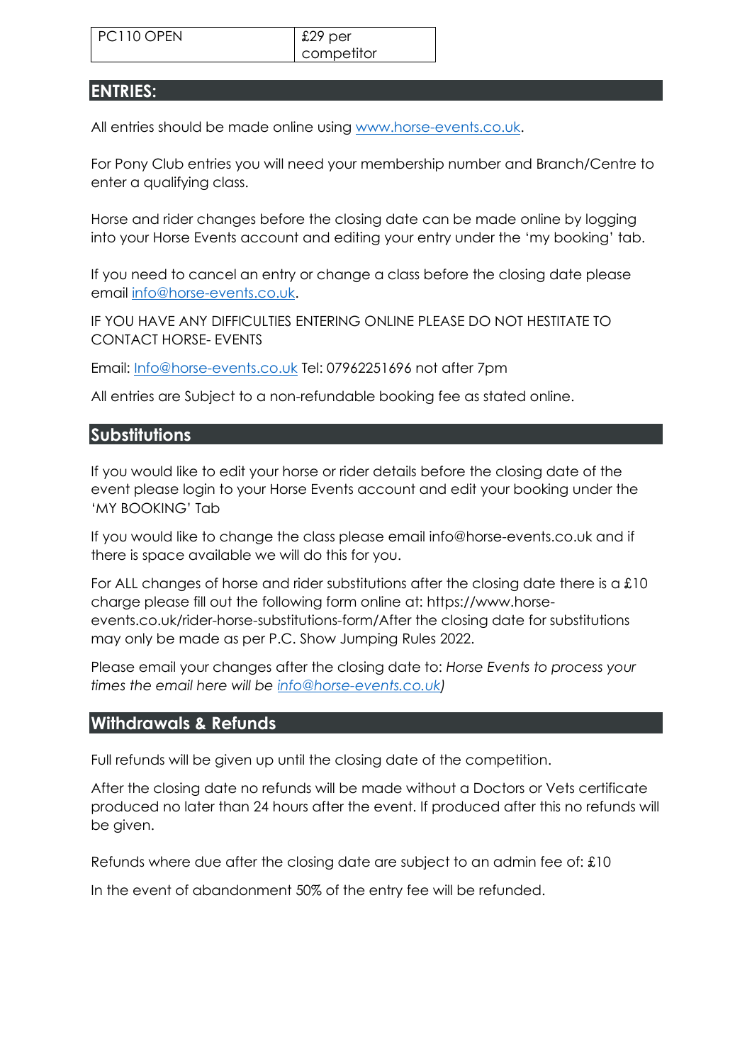| PC110 OPEN | £29 per competitor |
| --- | --- |

## ENTRIES:

All entries should be made online using www.horse-events.co.uk.

For Pony Club entries you will need your membership number and Branch/Centre to enter a qualifying class.

Horse and rider changes before the closing date can be made online by logging into your Horse Events account and editing your entry under the 'my booking' tab.

If you need to cancel an entry or change a class before the closing date please email info@horse-events.co.uk.

IF YOU HAVE ANY DIFFICULTIES ENTERING ONLINE PLEASE DO NOT HESITATE TO CONTACT HORSE- EVENTS

Email: Info@horse-events.co.uk Tel: 07962251696 not after 7pm

All entries are Subject to a non-refundable booking fee as stated online.

## Substitutions

If you would like to edit your horse or rider details before the closing date of the event please login to your Horse Events account and edit your booking under the 'MY BOOKING' Tab

If you would like to change the class please email info@horse-events.co.uk and if there is space available we will do this for you.

For ALL changes of horse and rider substitutions after the closing date there is a £10 charge please fill out the following form online at: https://www.horse-events.co.uk/rider-horse-substitutions-form/After the closing date for substitutions may only be made as per P.C. Show Jumping Rules 2022.

Please email your changes after the closing date to: *Horse Events to process your times the email here will be info@horse-events.co.uk)*

## Withdrawals & Refunds

Full refunds will be given up until the closing date of the competition.

After the closing date no refunds will be made without a Doctors or Vets certificate produced no later than 24 hours after the event. If produced after this no refunds will be given.

Refunds where due after the closing date are subject to an admin fee of: £10

In the event of abandonment 50% of the entry fee will be refunded.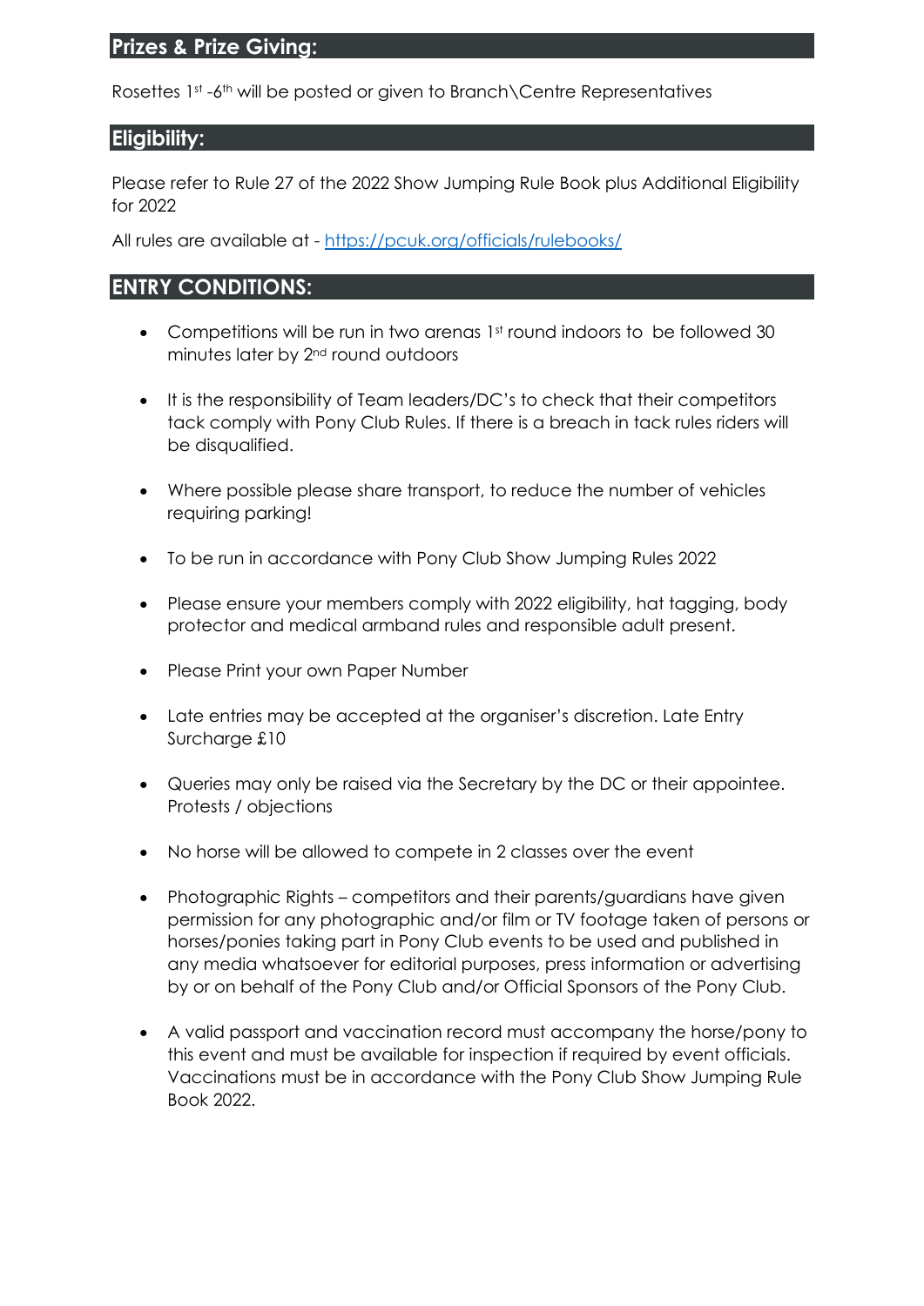## Prizes & Prize Giving:

Rosettes 1st -6th will be posted or given to Branch\Centre Representatives

## Eligibility:

Please refer to Rule 27 of the 2022 Show Jumping Rule Book plus Additional Eligibility for 2022

All rules are available at - [https://pcuk.org/officials/rulebooks/](https://pcuk.org/officials/rulebooks/)

## ENTRY CONDITIONS:

- Competitions will be run in two arenas 1st round indoors to be followed 30 minutes later by 2nd round outdoors
- It is the responsibility of Team leaders/DC's to check that their competitors tack comply with Pony Club Rules. If there is a breach in tack rules riders will be disqualified.
- Where possible please share transport, to reduce the number of vehicles requiring parking!
- To be run in accordance with Pony Club Show Jumping Rules 2022
- Please ensure your members comply with 2022 eligibility, hat tagging, body protector and medical armband rules and responsible adult present.
- Please Print your own Paper Number
- Late entries may be accepted at the organiser's discretion. Late Entry Surcharge £10
- Queries may only be raised via the Secretary by the DC or their appointee. Protests / objections
- No horse will be allowed to compete in 2 classes over the event
- Photographic Rights – competitors and their parents/guardians have given permission for any photographic and/or film or TV footage taken of persons or horses/ponies taking part in Pony Club events to be used and published in any media whatsoever for editorial purposes, press information or advertising by or on behalf of the Pony Club and/or Official Sponsors of the Pony Club.
- A valid passport and vaccination record must accompany the horse/pony to this event and must be available for inspection if required by event officials. Vaccinations must be in accordance with the Pony Club Show Jumping Rule Book 2022.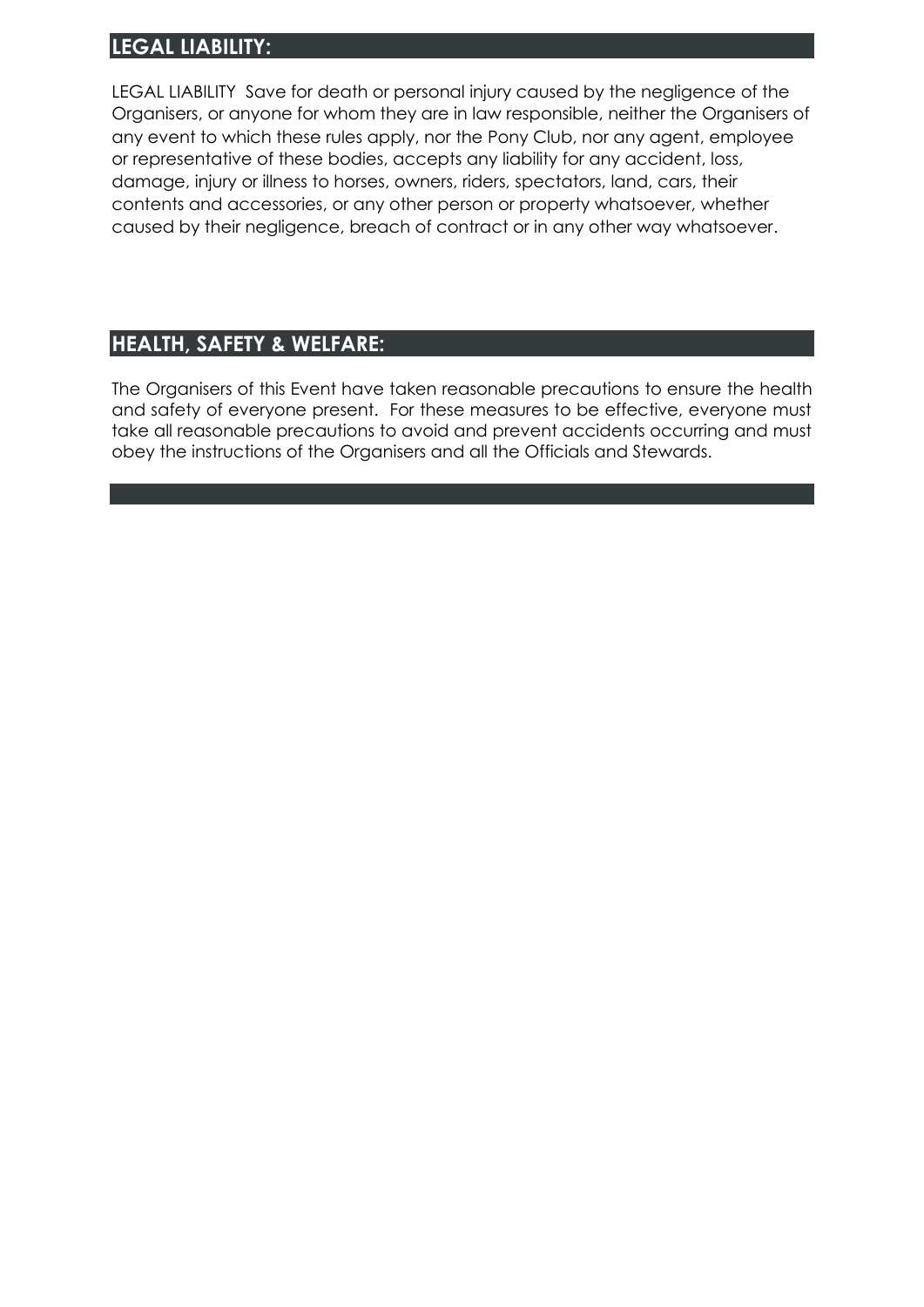## LEGAL LIABILITY:

LEGAL LIABILITY Save for death or personal injury caused by the negligence of the Organisers, or anyone for whom they are in law responsible, neither the Organisers of any event to which these rules apply, nor the Pony Club, nor any agent, employee or representative of these bodies, accepts any liability for any accident, loss, damage, injury or illness to horses, owners, riders, spectators, land, cars, their contents and accessories, or any other person or property whatsoever, whether caused by their negligence, breach of contract or in any other way whatsoever.

## HEALTH, SAFETY & WELFARE:

The Organisers of this Event have taken reasonable precautions to ensure the health and safety of everyone present. For these measures to be effective, everyone must take all reasonable precautions to avoid and prevent accidents occurring and must obey the instructions of the Organisers and all the Officials and Stewards.